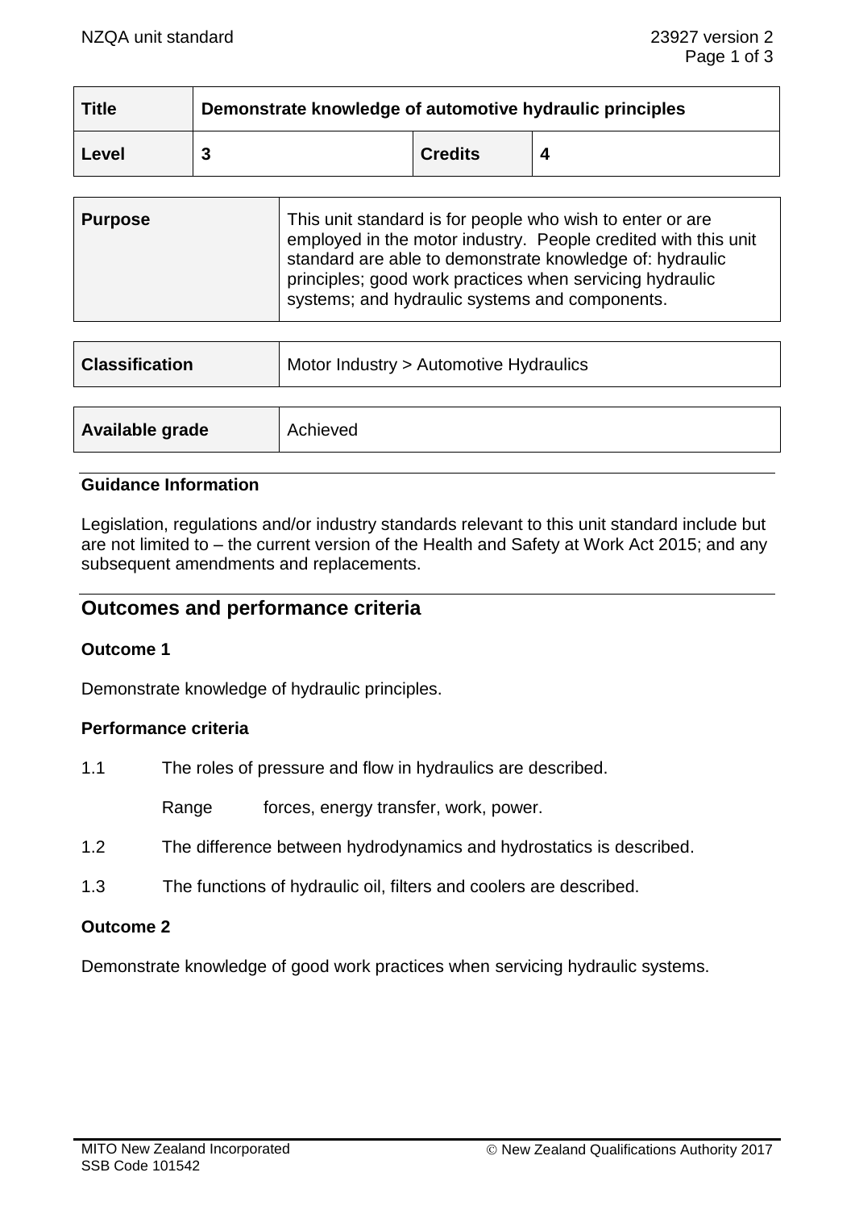| Title | Demonstrate knowledge of automotive hydraulic principles | | |
|---|---|---|---|
| Level | 3 | Credits | 4 |

| Purpose | This unit standard is for people who wish to enter or are employed in the motor industry. People credited with this unit standard are able to demonstrate knowledge of: hydraulic principles; good work practices when servicing hydraulic systems; and hydraulic systems and components. |
|---|---|

| Classification | Motor Industry > Automotive Hydraulics |
|---|---|

| Available grade | Achieved |
|---|---|

### Guidance Information

Legislation, regulations and/or industry standards relevant to this unit standard include but are not limited to – the current version of the Health and Safety at Work Act 2015; and any subsequent amendments and replacements.

## Outcomes and performance criteria

### Outcome 1

Demonstrate knowledge of hydraulic principles.

### Performance criteria

1.1 The roles of pressure and flow in hydraulics are described.

Range forces, energy transfer, work, power.

1.2 The difference between hydrodynamics and hydrostatics is described.

1.3 The functions of hydraulic oil, filters and coolers are described.

### Outcome 2

Demonstrate knowledge of good work practices when servicing hydraulic systems.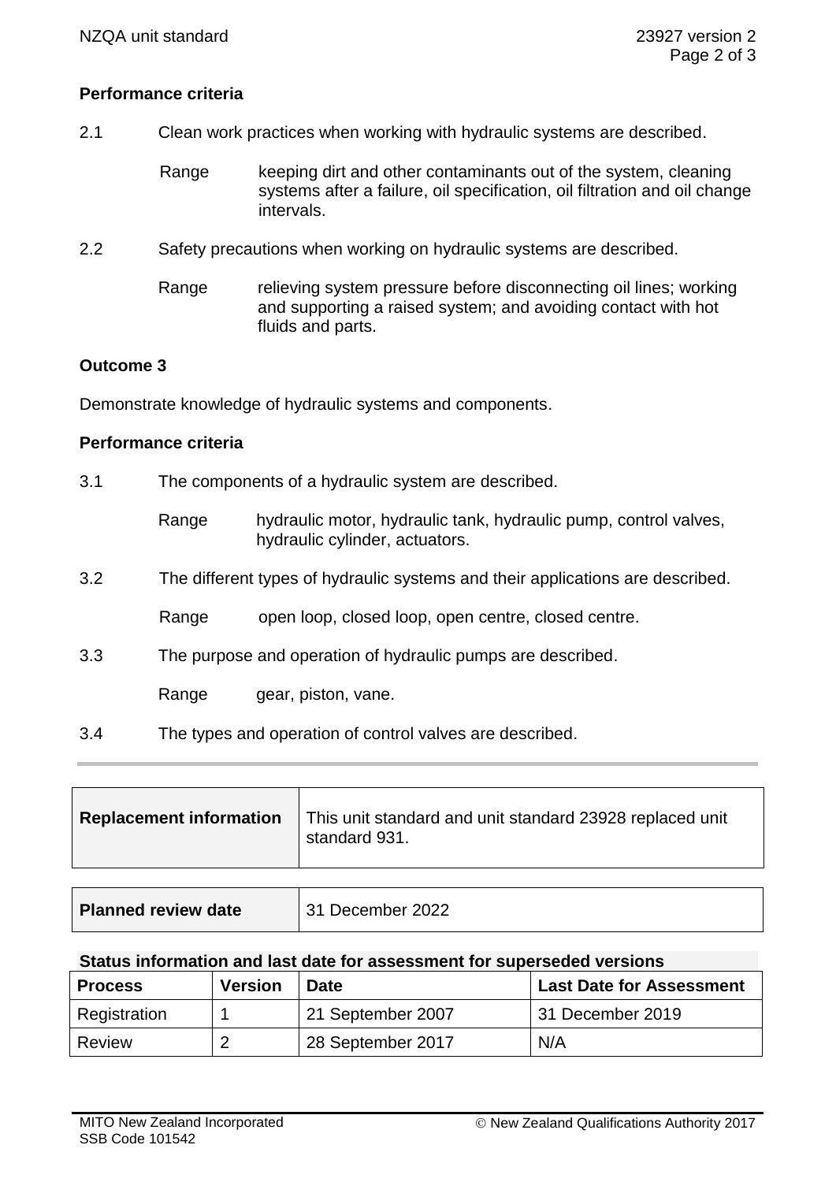**Performance criteria**

2.1 Clean work practices when working with hydraulic systems are described.

Range keeping dirt and other contaminants out of the system, cleaning systems after a failure, oil specification, oil filtration and oil change intervals.

2.2 Safety precautions when working on hydraulic systems are described.

Range relieving system pressure before disconnecting oil lines; working and supporting a raised system; and avoiding contact with hot fluids and parts.

**Outcome 3**

Demonstrate knowledge of hydraulic systems and components.

**Performance criteria**

3.1 The components of a hydraulic system are described.

Range hydraulic motor, hydraulic tank, hydraulic pump, control valves, hydraulic cylinder, actuators.

3.2 The different types of hydraulic systems and their applications are described.

Range open loop, closed loop, open centre, closed centre.

3.3 The purpose and operation of hydraulic pumps are described.

Range gear, piston, vane.

3.4 The types and operation of control valves are described.

| **Replacement information** | This unit standard and unit standard 23928 replaced unit standard 931. |
| --- | --- |

| **Planned review date** | 31 December 2022 |
| --- | --- |

**Status information and last date for assessment for superseded versions**

| Process | Version | Date | Last Date for Assessment |
| --- | --- | --- | --- |
| Registration | 1 | 21 September 2007 | 31 December 2019 |
| Review | 2 | 28 September 2017 | N/A |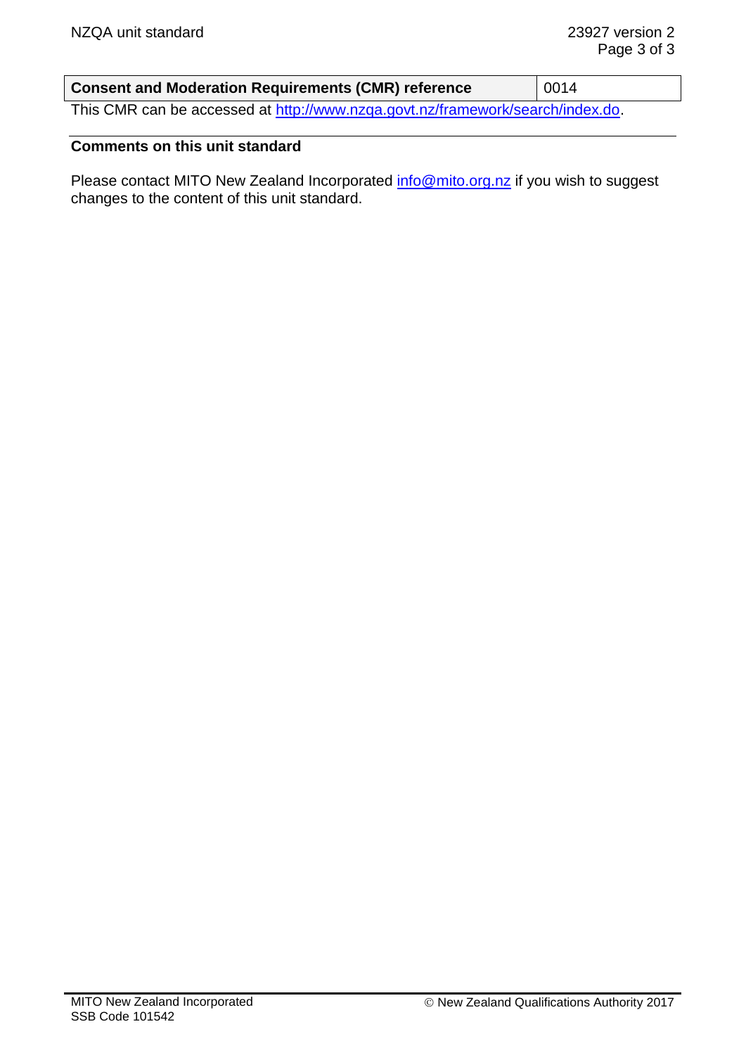| Consent and Moderation Requirements (CMR) reference | 0014 |
| --- | --- |

This CMR can be accessed at http://www.nzqa.govt.nz/framework/search/index.do.

**Comments on this unit standard**

Please contact MITO New Zealand Incorporated info@mito.org.nz if you wish to suggest changes to the content of this unit standard.